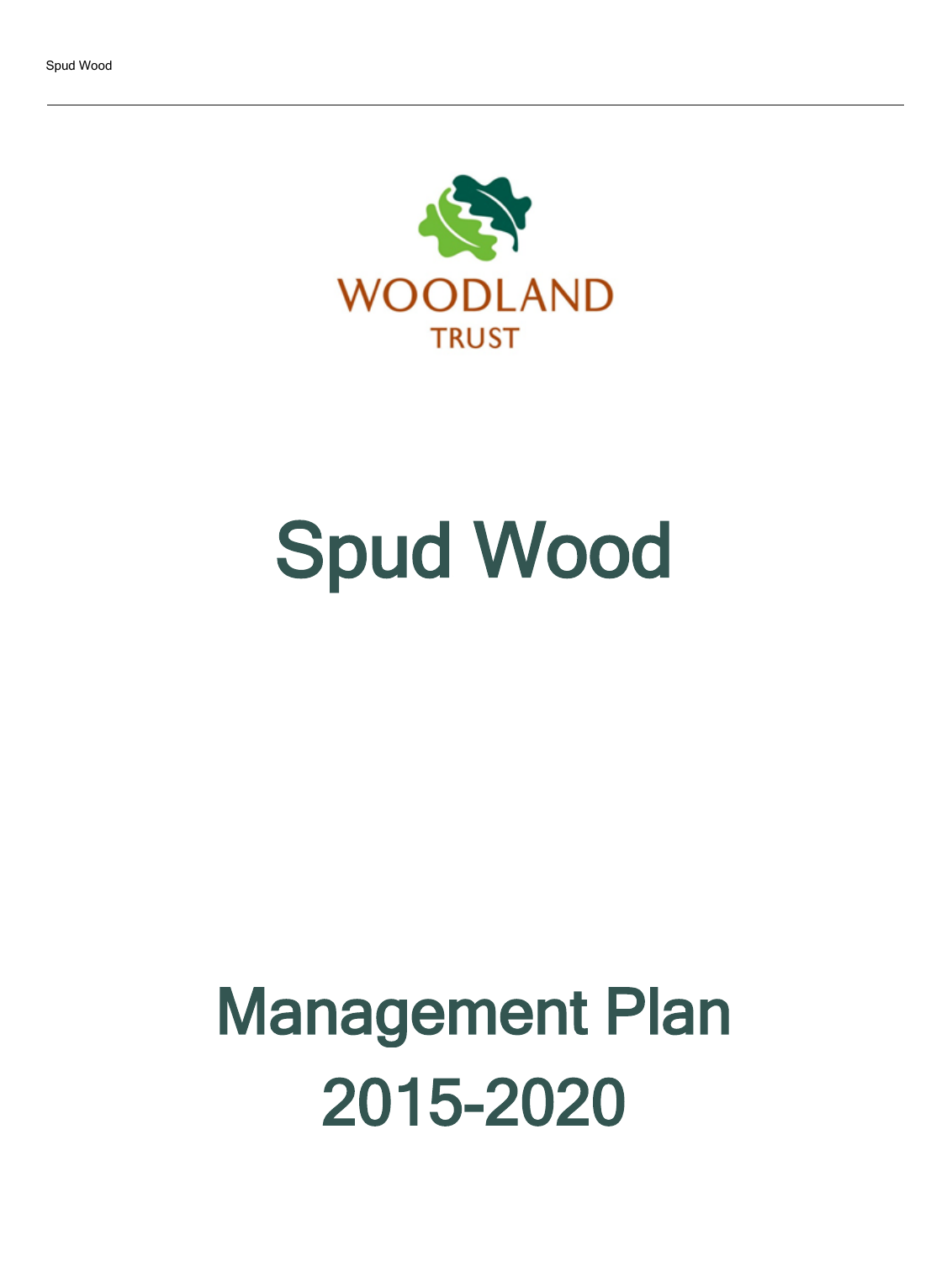WOODLAND TRUST

# Spud Wood

# Management Plan 2015-2020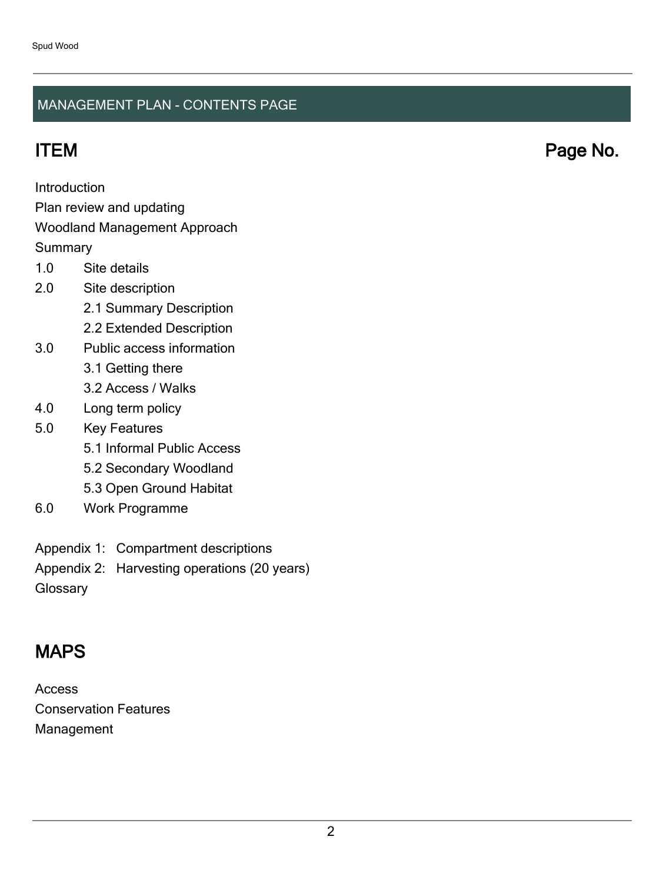## MANAGEMENT PLAN - CONTENTS PAGE

## ITEM                                                                                                    Page No.

Introduction

Plan review and updating

Woodland Management Approach

Summary

1.0 Site details

2.0 Site description

- 2.1 Summary Description
- 2.2 Extended Description

3.0 Public access information

- 3.1 Getting there
- 3.2 Access / Walks

4.0 Long term policy

5.0 Key Features

- 5.1 Informal Public Access
- 5.2 Secondary Woodland
- 5.3 Open Ground Habitat

6.0 Work Programme

Appendix 1: Compartment descriptions

Appendix 2: Harvesting operations (20 years)

Glossary

## MAPS

Access

Conservation Features

Management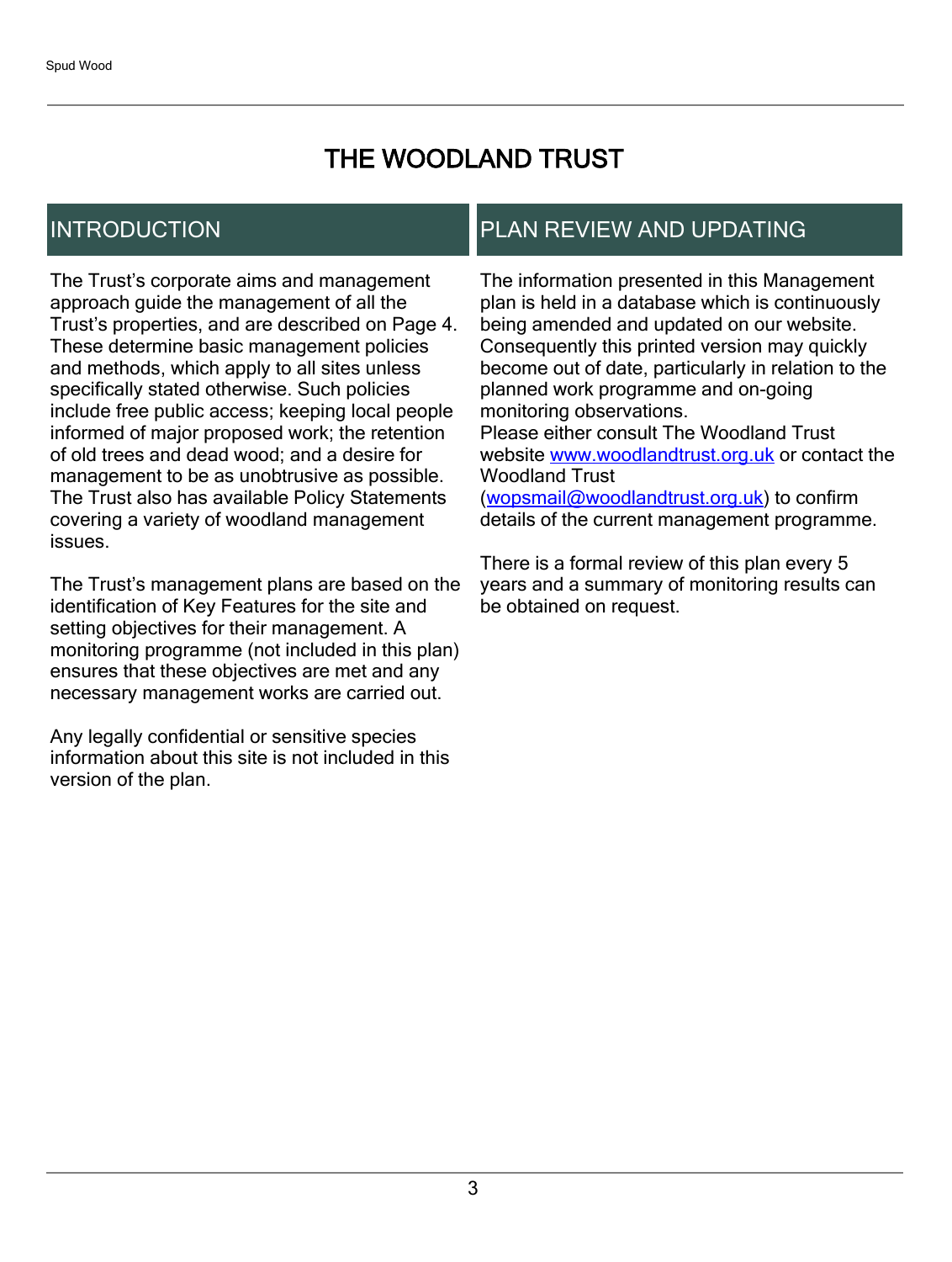# THE WOODLAND TRUST

## INTRODUCTION

The Trust's corporate aims and management approach guide the management of all the Trust's properties, and are described on Page 4. These determine basic management policies and methods, which apply to all sites unless specifically stated otherwise. Such policies include free public access; keeping local people informed of major proposed work; the retention of old trees and dead wood; and a desire for management to be as unobtrusive as possible. The Trust also has available Policy Statements covering a variety of woodland management issues.

The Trust's management plans are based on the identification of Key Features for the site and setting objectives for their management. A monitoring programme (not included in this plan) ensures that these objectives are met and any necessary management works are carried out.

Any legally confidential or sensitive species information about this site is not included in this version of the plan.

## PLAN REVIEW AND UPDATING

The information presented in this Management plan is held in a database which is continuously being amended and updated on our website. Consequently this printed version may quickly become out of date, particularly in relation to the planned work programme and on-going monitoring observations.
Please either consult The Woodland Trust website [www.woodlandtrust.org.uk](http://www.woodlandtrust.org.uk) or contact the Woodland Trust ([wopsmail@woodlandtrust.org.uk](mailto:wopsmail@woodlandtrust.org.uk)) to confirm details of the current management programme.

There is a formal review of this plan every 5 years and a summary of monitoring results can be obtained on request.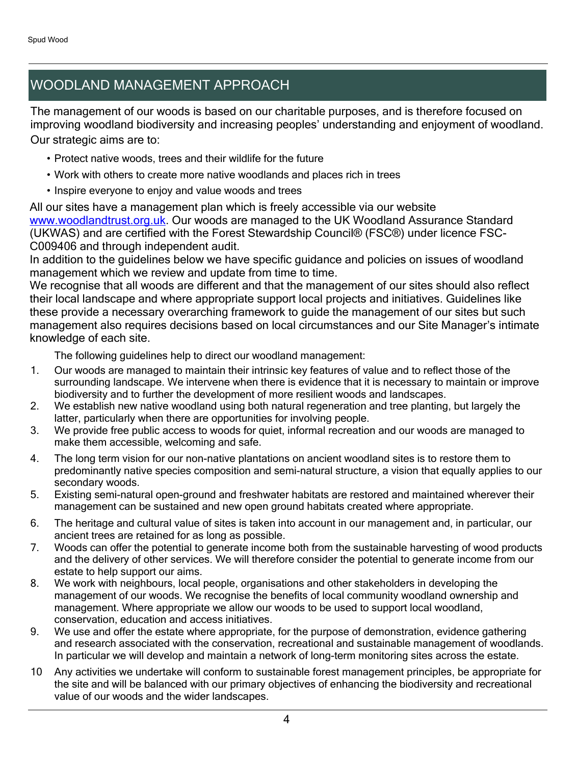# WOODLAND MANAGEMENT APPROACH

The management of our woods is based on our charitable purposes, and is therefore focused on improving woodland biodiversity and increasing peoples' understanding and enjoyment of woodland. Our strategic aims are to:

- Protect native woods, trees and their wildlife for the future
- Work with others to create more native woodlands and places rich in trees
- Inspire everyone to enjoy and value woods and trees

All our sites have a management plan which is freely accessible via our website www.woodlandtrust.org.uk. Our woods are managed to the UK Woodland Assurance Standard (UKWAS) and are certified with the Forest Stewardship Council® (FSC®) under licence FSC-C009406 and through independent audit.

In addition to the guidelines below we have specific guidance and policies on issues of woodland management which we review and update from time to time.

We recognise that all woods are different and that the management of our sites should also reflect their local landscape and where appropriate support local projects and initiatives. Guidelines like these provide a necessary overarching framework to guide the management of our sites but such management also requires decisions based on local circumstances and our Site Manager's intimate knowledge of each site.

The following guidelines help to direct our woodland management:

1. Our woods are managed to maintain their intrinsic key features of value and to reflect those of the surrounding landscape. We intervene when there is evidence that it is necessary to maintain or improve biodiversity and to further the development of more resilient woods and landscapes.
2. We establish new native woodland using both natural regeneration and tree planting, but largely the latter, particularly when there are opportunities for involving people.
3. We provide free public access to woods for quiet, informal recreation and our woods are managed to make them accessible, welcoming and safe.
4. The long term vision for our non-native plantations on ancient woodland sites is to restore them to predominantly native species composition and semi-natural structure, a vision that equally applies to our secondary woods.
5. Existing semi-natural open-ground and freshwater habitats are restored and maintained wherever their management can be sustained and new open ground habitats created where appropriate.
6. The heritage and cultural value of sites is taken into account in our management and, in particular, our ancient trees are retained for as long as possible.
7. Woods can offer the potential to generate income both from the sustainable harvesting of wood products and the delivery of other services. We will therefore consider the potential to generate income from our estate to help support our aims.
8. We work with neighbours, local people, organisations and other stakeholders in developing the management of our woods. We recognise the benefits of local community woodland ownership and management. Where appropriate we allow our woods to be used to support local woodland, conservation, education and access initiatives.
9. We use and offer the estate where appropriate, for the purpose of demonstration, evidence gathering and research associated with the conservation, recreational and sustainable management of woodlands. In particular we will develop and maintain a network of long-term monitoring sites across the estate.
10. Any activities we undertake will conform to sustainable forest management principles, be appropriate for the site and will be balanced with our primary objectives of enhancing the biodiversity and recreational value of our woods and the wider landscapes.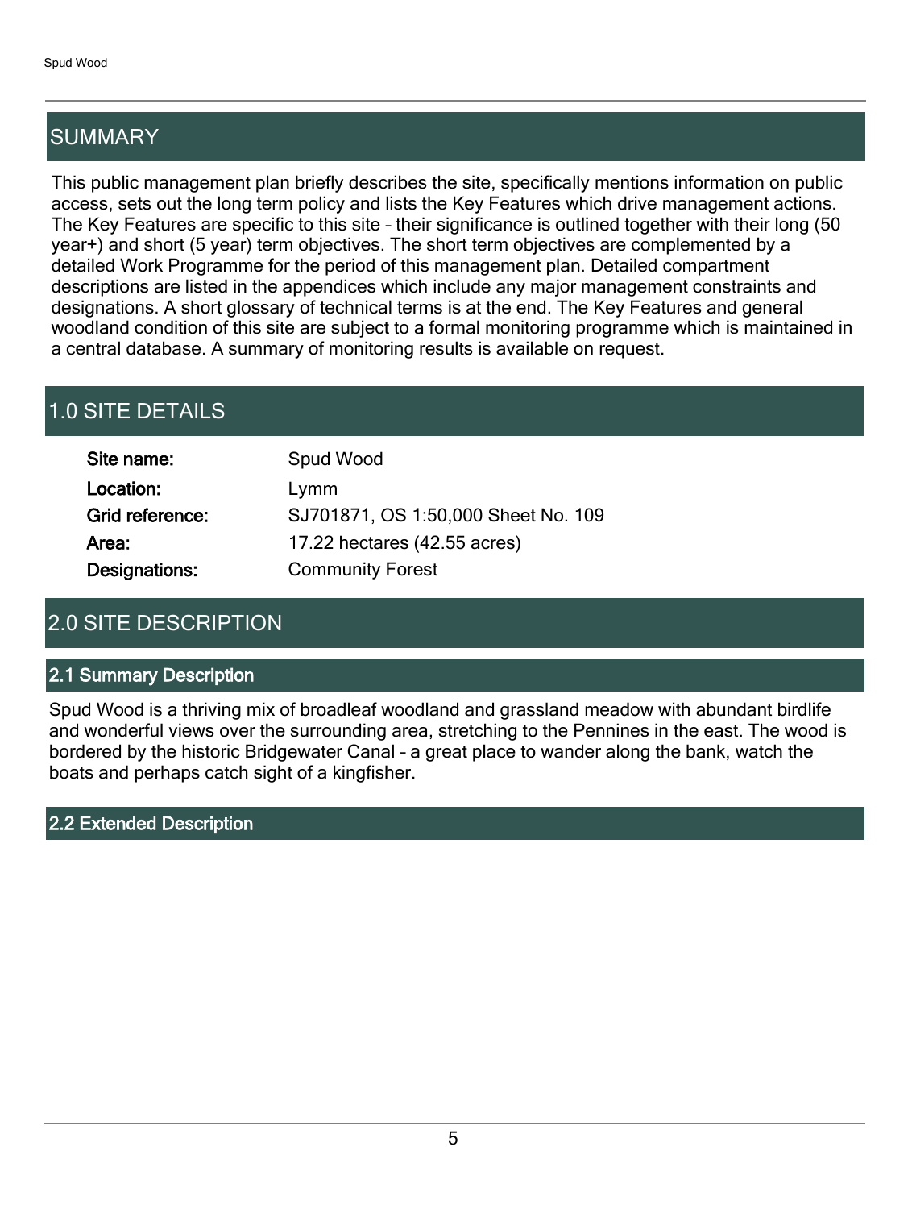## SUMMARY

This public management plan briefly describes the site, specifically mentions information on public access, sets out the long term policy and lists the Key Features which drive management actions. The Key Features are specific to this site – their significance is outlined together with their long (50 year+) and short (5 year) term objectives. The short term objectives are complemented by a detailed Work Programme for the period of this management plan. Detailed compartment descriptions are listed in the appendices which include any major management constraints and designations. A short glossary of technical terms is at the end. The Key Features and general woodland condition of this site are subject to a formal monitoring programme which is maintained in a central database. A summary of monitoring results is available on request.

## 1.0 SITE DETAILS

**Site name:** Spud Wood

**Location:** Lymm

**Grid reference:** SJ701871, OS 1:50,000 Sheet No. 109

**Area:** 17.22 hectares (42.55 acres)

**Designations:** Community Forest

## 2.0 SITE DESCRIPTION

### 2.1 Summary Description

Spud Wood is a thriving mix of broadleaf woodland and grassland meadow with abundant birdlife and wonderful views over the surrounding area, stretching to the Pennines in the east. The wood is bordered by the historic Bridgewater Canal – a great place to wander along the bank, watch the boats and perhaps catch sight of a kingfisher.

### 2.2 Extended Description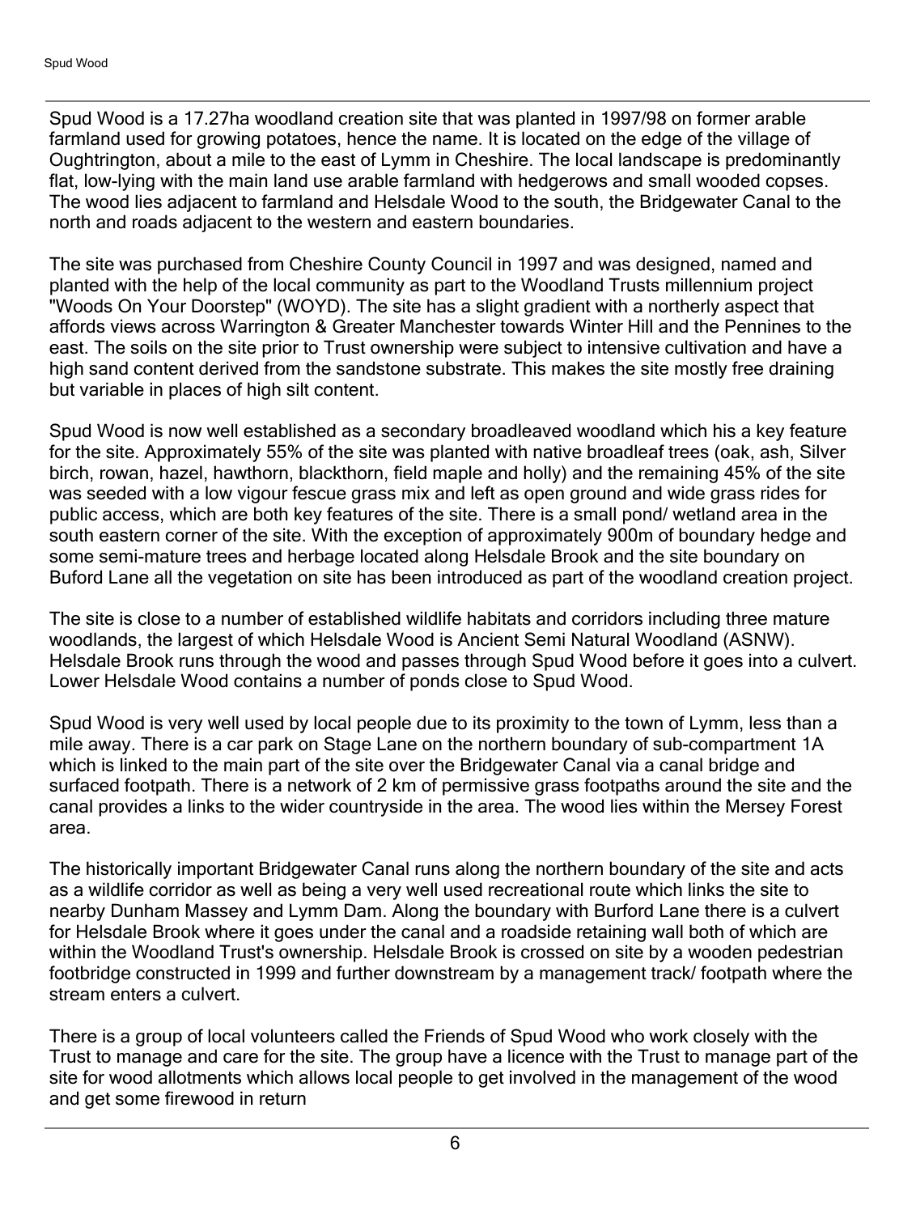Spud Wood is a 17.27ha woodland creation site that was planted in 1997/98 on former arable farmland used for growing potatoes, hence the name. It is located on the edge of the village of Oughtrington, about a mile to the east of Lymm in Cheshire. The local landscape is predominantly flat, low-lying with the main land use arable farmland with hedgerows and small wooded copses. The wood lies adjacent to farmland and Helsdale Wood to the south, the Bridgewater Canal to the north and roads adjacent to the western and eastern boundaries.

The site was purchased from Cheshire County Council in 1997 and was designed, named and planted with the help of the local community as part to the Woodland Trusts millennium project "Woods On Your Doorstep" (WOYD). The site has a slight gradient with a northerly aspect that affords views across Warrington & Greater Manchester towards Winter Hill and the Pennines to the east. The soils on the site prior to Trust ownership were subject to intensive cultivation and have a high sand content derived from the sandstone substrate. This makes the site mostly free draining but variable in places of high silt content.

Spud Wood is now well established as a secondary broadleaved woodland which his a key feature for the site. Approximately 55% of the site was planted with native broadleaf trees (oak, ash, Silver birch, rowan, hazel, hawthorn, blackthorn, field maple and holly) and the remaining 45% of the site was seeded with a low vigour fescue grass mix and left as open ground and wide grass rides for public access, which are both key features of the site. There is a small pond/ wetland area in the south eastern corner of the site. With the exception of approximately 900m of boundary hedge and some semi-mature trees and herbage located along Helsdale Brook and the site boundary on Buford Lane all the vegetation on site has been introduced as part of the woodland creation project.

The site is close to a number of established wildlife habitats and corridors including three mature woodlands, the largest of which Helsdale Wood is Ancient Semi Natural Woodland (ASNW). Helsdale Brook runs through the wood and passes through Spud Wood before it goes into a culvert. Lower Helsdale Wood contains a number of ponds close to Spud Wood.

Spud Wood is very well used by local people due to its proximity to the town of Lymm, less than a mile away. There is a car park on Stage Lane on the northern boundary of sub-compartment 1A which is linked to the main part of the site over the Bridgewater Canal via a canal bridge and surfaced footpath. There is a network of 2 km of permissive grass footpaths around the site and the canal provides a links to the wider countryside in the area. The wood lies within the Mersey Forest area.

The historically important Bridgewater Canal runs along the northern boundary of the site and acts as a wildlife corridor as well as being a very well used recreational route which links the site to nearby Dunham Massey and Lymm Dam. Along the boundary with Burford Lane there is a culvert for Helsdale Brook where it goes under the canal and a roadside retaining wall both of which are within the Woodland Trust's ownership. Helsdale Brook is crossed on site by a wooden pedestrian footbridge constructed in 1999 and further downstream by a management track/ footpath where the stream enters a culvert.

There is a group of local volunteers called the Friends of Spud Wood who work closely with the Trust to manage and care for the site. The group have a licence with the Trust to manage part of the site for wood allotments which allows local people to get involved in the management of the wood and get some firewood in return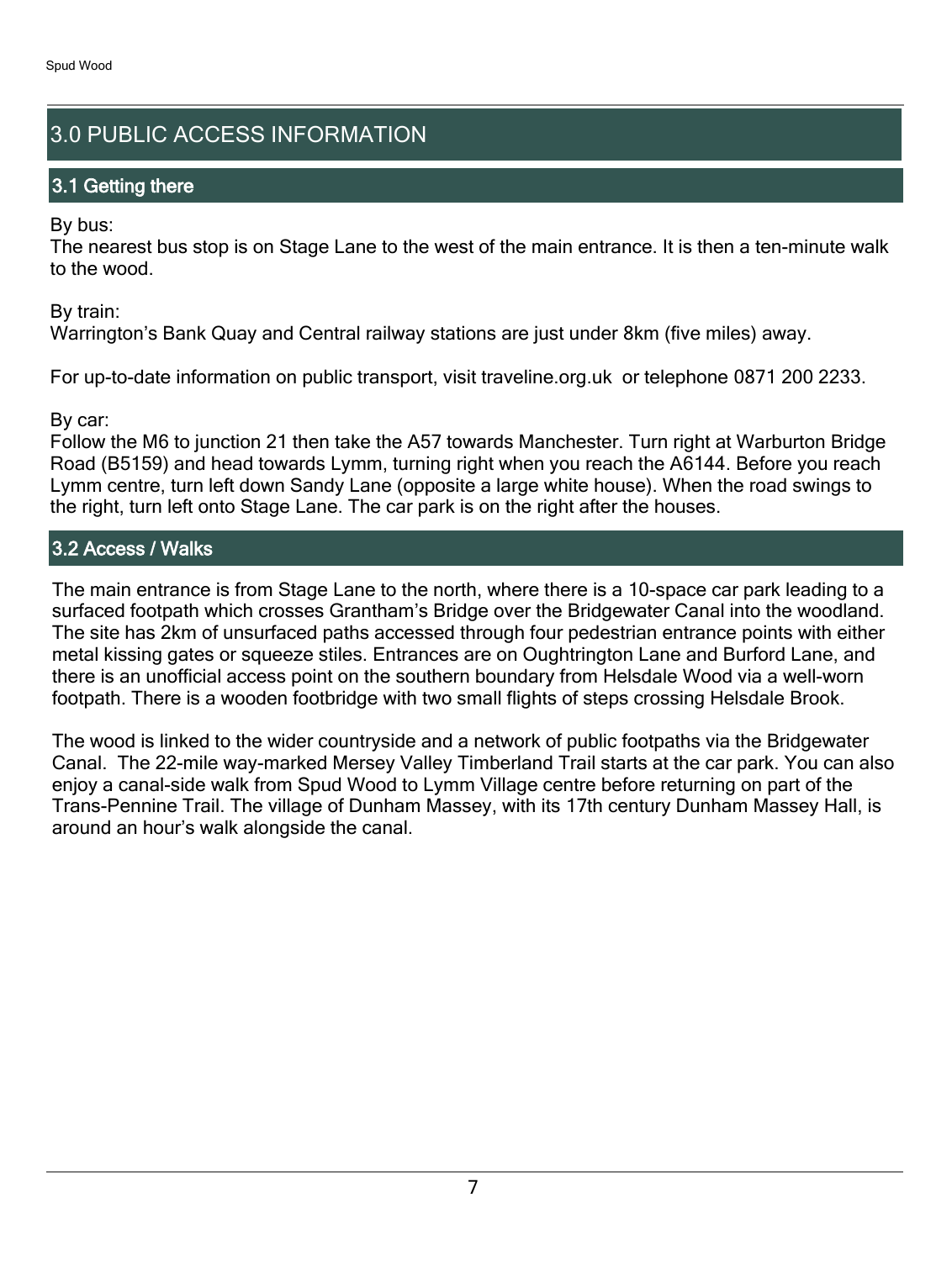# 3.0 PUBLIC ACCESS INFORMATION

## 3.1 Getting there

By bus:
The nearest bus stop is on Stage Lane to the west of the main entrance. It is then a ten-minute walk to the wood.

By train:
Warrington's Bank Quay and Central railway stations are just under 8km (five miles) away.

For up-to-date information on public transport, visit traveline.org.uk or telephone 0871 200 2233.

By car:
Follow the M6 to junction 21 then take the A57 towards Manchester. Turn right at Warburton Bridge Road (B5159) and head towards Lymm, turning right when you reach the A6144. Before you reach Lymm centre, turn left down Sandy Lane (opposite a large white house). When the road swings to the right, turn left onto Stage Lane. The car park is on the right after the houses.

## 3.2 Access / Walks

The main entrance is from Stage Lane to the north, where there is a 10-space car park leading to a surfaced footpath which crosses Grantham's Bridge over the Bridgewater Canal into the woodland. The site has 2km of unsurfaced paths accessed through four pedestrian entrance points with either metal kissing gates or squeeze stiles. Entrances are on Oughtrington Lane and Burford Lane, and there is an unofficial access point on the southern boundary from Helsdale Wood via a well-worn footpath. There is a wooden footbridge with two small flights of steps crossing Helsdale Brook.

The wood is linked to the wider countryside and a network of public footpaths via the Bridgewater Canal. The 22-mile way-marked Mersey Valley Timberland Trail starts at the car park. You can also enjoy a canal-side walk from Spud Wood to Lymm Village centre before returning on part of the Trans-Pennine Trail. The village of Dunham Massey, with its 17th century Dunham Massey Hall, is around an hour's walk alongside the canal.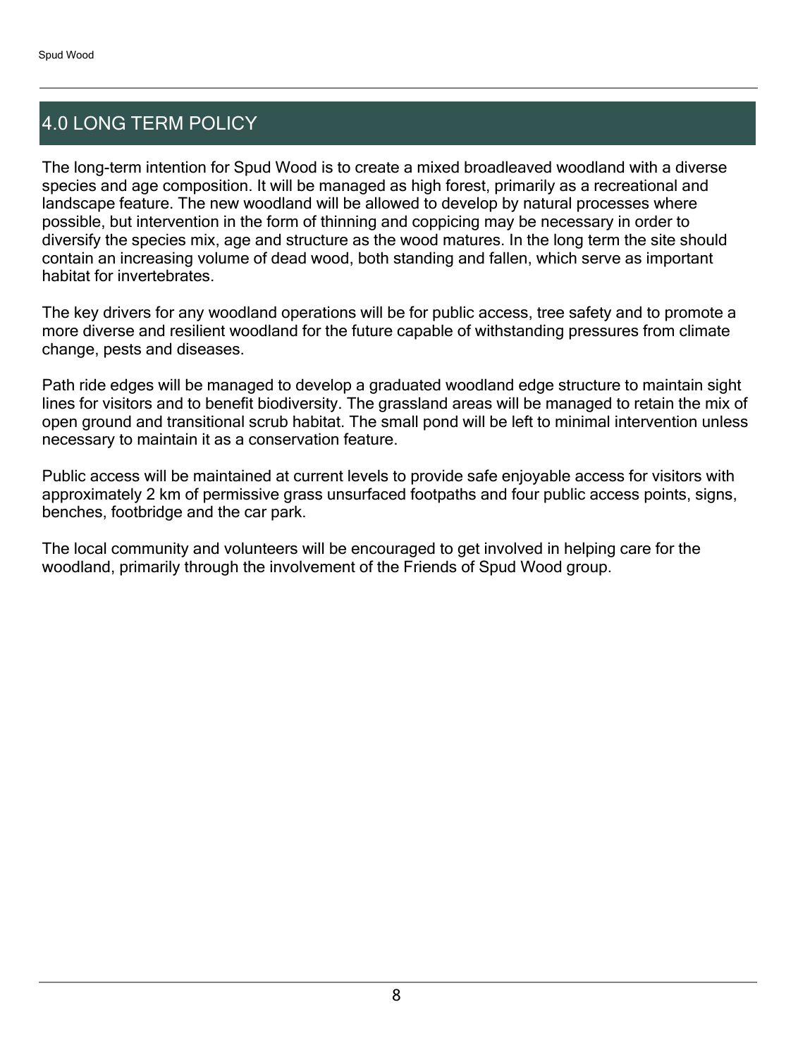# 4.0 LONG TERM POLICY

The long-term intention for Spud Wood is to create a mixed broadleaved woodland with a diverse species and age composition. It will be managed as high forest, primarily as a recreational and landscape feature. The new woodland will be allowed to develop by natural processes where possible, but intervention in the form of thinning and coppicing may be necessary in order to diversify the species mix, age and structure as the wood matures. In the long term the site should contain an increasing volume of dead wood, both standing and fallen, which serve as important habitat for invertebrates.

The key drivers for any woodland operations will be for public access, tree safety and to promote a more diverse and resilient woodland for the future capable of withstanding pressures from climate change, pests and diseases.

Path ride edges will be managed to develop a graduated woodland edge structure to maintain sight lines for visitors and to benefit biodiversity. The grassland areas will be managed to retain the mix of open ground and transitional scrub habitat. The small pond will be left to minimal intervention unless necessary to maintain it as a conservation feature.

Public access will be maintained at current levels to provide safe enjoyable access for visitors with approximately 2 km of permissive grass unsurfaced footpaths and four public access points, signs, benches, footbridge and the car park.

The local community and volunteers will be encouraged to get involved in helping care for the woodland, primarily through the involvement of the Friends of Spud Wood group.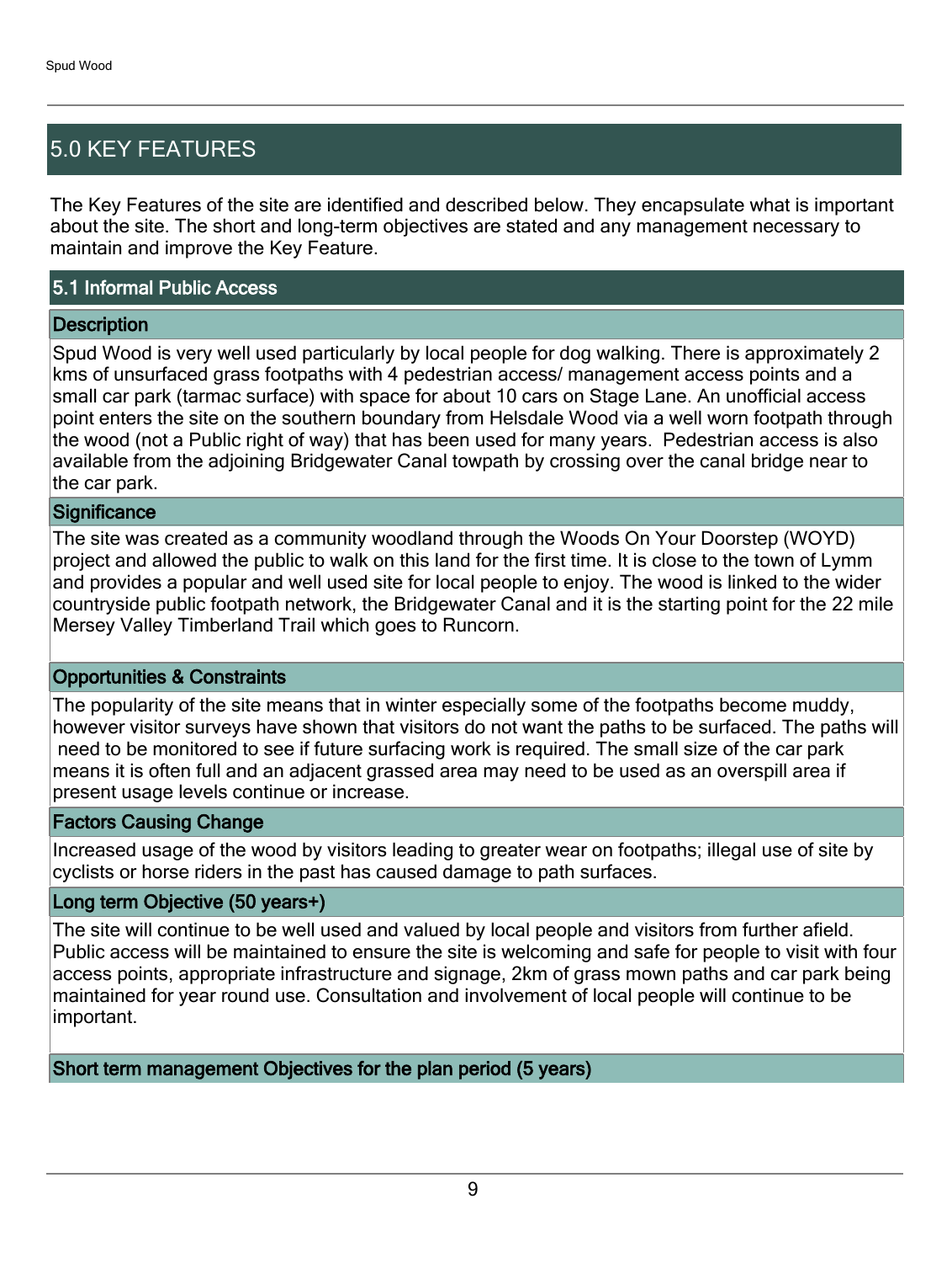## 5.0 KEY FEATURES

The Key Features of the site are identified and described below. They encapsulate what is important about the site. The short and long-term objectives are stated and any management necessary to maintain and improve the Key Feature.

### 5.1 Informal Public Access

#### Description

Spud Wood is very well used particularly by local people for dog walking. There is approximately 2 kms of unsurfaced grass footpaths with 4 pedestrian access/ management access points and a small car park (tarmac surface) with space for about 10 cars on Stage Lane. An unofficial access point enters the site on the southern boundary from Helsdale Wood via a well worn footpath through the wood (not a Public right of way) that has been used for many years. Pedestrian access is also available from the adjoining Bridgewater Canal towpath by crossing over the canal bridge near to the car park.

#### Significance

The site was created as a community woodland through the Woods On Your Doorstep (WOYD) project and allowed the public to walk on this land for the first time. It is close to the town of Lymm and provides a popular and well used site for local people to enjoy. The wood is linked to the wider countryside public footpath network, the Bridgewater Canal and it is the starting point for the 22 mile Mersey Valley Timberland Trail which goes to Runcorn.

#### Opportunities & Constraints

The popularity of the site means that in winter especially some of the footpaths become muddy, however visitor surveys have shown that visitors do not want the paths to be surfaced. The paths will need to be monitored to see if future surfacing work is required. The small size of the car park means it is often full and an adjacent grassed area may need to be used as an overspill area if present usage levels continue or increase.

#### Factors Causing Change

Increased usage of the wood by visitors leading to greater wear on footpaths; illegal use of site by cyclists or horse riders in the past has caused damage to path surfaces.

#### Long term Objective (50 years+)

The site will continue to be well used and valued by local people and visitors from further afield. Public access will be maintained to ensure the site is welcoming and safe for people to visit with four access points, appropriate infrastructure and signage, 2km of grass mown paths and car park being maintained for year round use. Consultation and involvement of local people will continue to be important.

#### Short term management Objectives for the plan period (5 years)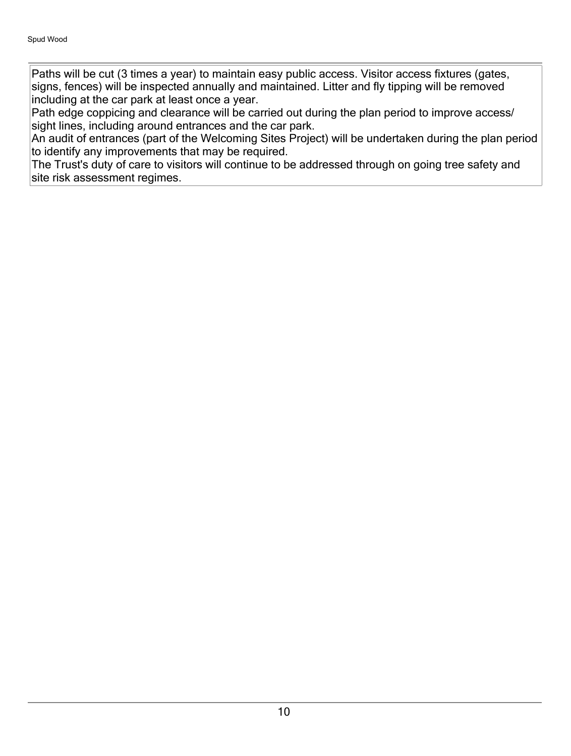Paths will be cut (3 times a year) to maintain easy public access. Visitor access fixtures (gates, signs, fences) will be inspected annually and maintained. Litter and fly tipping will be removed including at the car park at least once a year.
Path edge coppicing and clearance will be carried out during the plan period to improve access/ sight lines, including around entrances and the car park.
An audit of entrances (part of the Welcoming Sites Project) will be undertaken during the plan period to identify any improvements that may be required.
The Trust's duty of care to visitors will continue to be addressed through on going tree safety and site risk assessment regimes.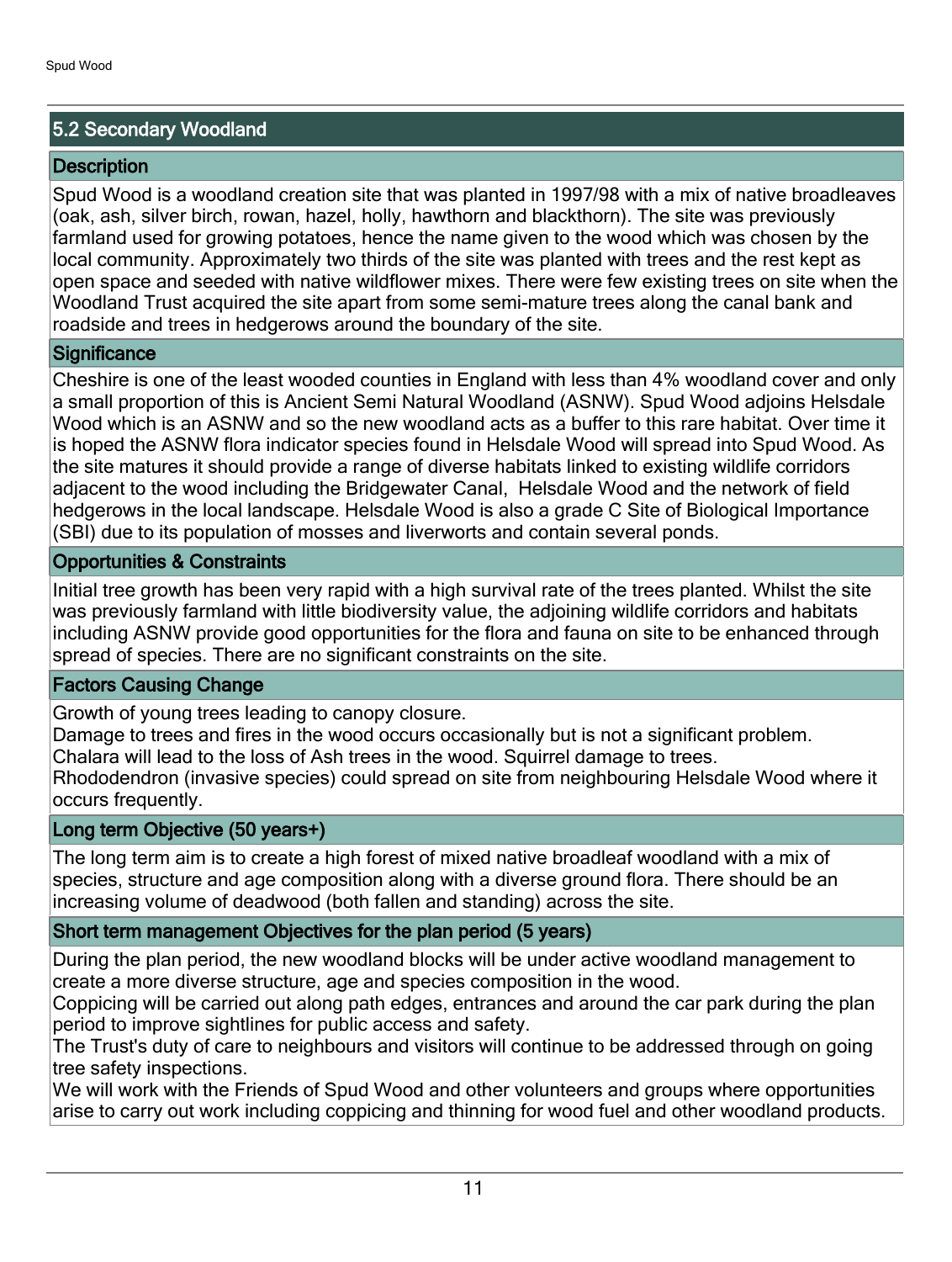## 5.2 Secondary Woodland

### Description

Spud Wood is a woodland creation site that was planted in 1997/98 with a mix of native broadleaves (oak, ash, silver birch, rowan, hazel, holly, hawthorn and blackthorn). The site was previously farmland used for growing potatoes, hence the name given to the wood which was chosen by the local community. Approximately two thirds of the site was planted with trees and the rest kept as open space and seeded with native wildflower mixes. There were few existing trees on site when the Woodland Trust acquired the site apart from some semi-mature trees along the canal bank and roadside and trees in hedgerows around the boundary of the site.

### Significance

Cheshire is one of the least wooded counties in England with less than 4% woodland cover and only a small proportion of this is Ancient Semi Natural Woodland (ASNW). Spud Wood adjoins Helsdale Wood which is an ASNW and so the new woodland acts as a buffer to this rare habitat. Over time it is hoped the ASNW flora indicator species found in Helsdale Wood will spread into Spud Wood. As the site matures it should provide a range of diverse habitats linked to existing wildlife corridors adjacent to the wood including the Bridgewater Canal, Helsdale Wood and the network of field hedgerows in the local landscape. Helsdale Wood is also a grade C Site of Biological Importance (SBI) due to its population of mosses and liverworts and contain several ponds.

### Opportunities & Constraints

Initial tree growth has been very rapid with a high survival rate of the trees planted. Whilst the site was previously farmland with little biodiversity value, the adjoining wildlife corridors and habitats including ASNW provide good opportunities for the flora and fauna on site to be enhanced through spread of species. There are no significant constraints on the site.

### Factors Causing Change

Growth of young trees leading to canopy closure.
Damage to trees and fires in the wood occurs occasionally but is not a significant problem.
Chalara will lead to the loss of Ash trees in the wood. Squirrel damage to trees.
Rhododendron (invasive species) could spread on site from neighbouring Helsdale Wood where it occurs frequently.

### Long term Objective (50 years+)

The long term aim is to create a high forest of mixed native broadleaf woodland with a mix of species, structure and age composition along with a diverse ground flora. There should be an increasing volume of deadwood (both fallen and standing) across the site.

### Short term management Objectives for the plan period (5 years)

During the plan period, the new woodland blocks will be under active woodland management to create a more diverse structure, age and species composition in the wood.
Coppicing will be carried out along path edges, entrances and around the car park during the plan period to improve sightlines for public access and safety.
The Trust's duty of care to neighbours and visitors will continue to be addressed through on going tree safety inspections.
We will work with the Friends of Spud Wood and other volunteers and groups where opportunities arise to carry out work including coppicing and thinning for wood fuel and other woodland products.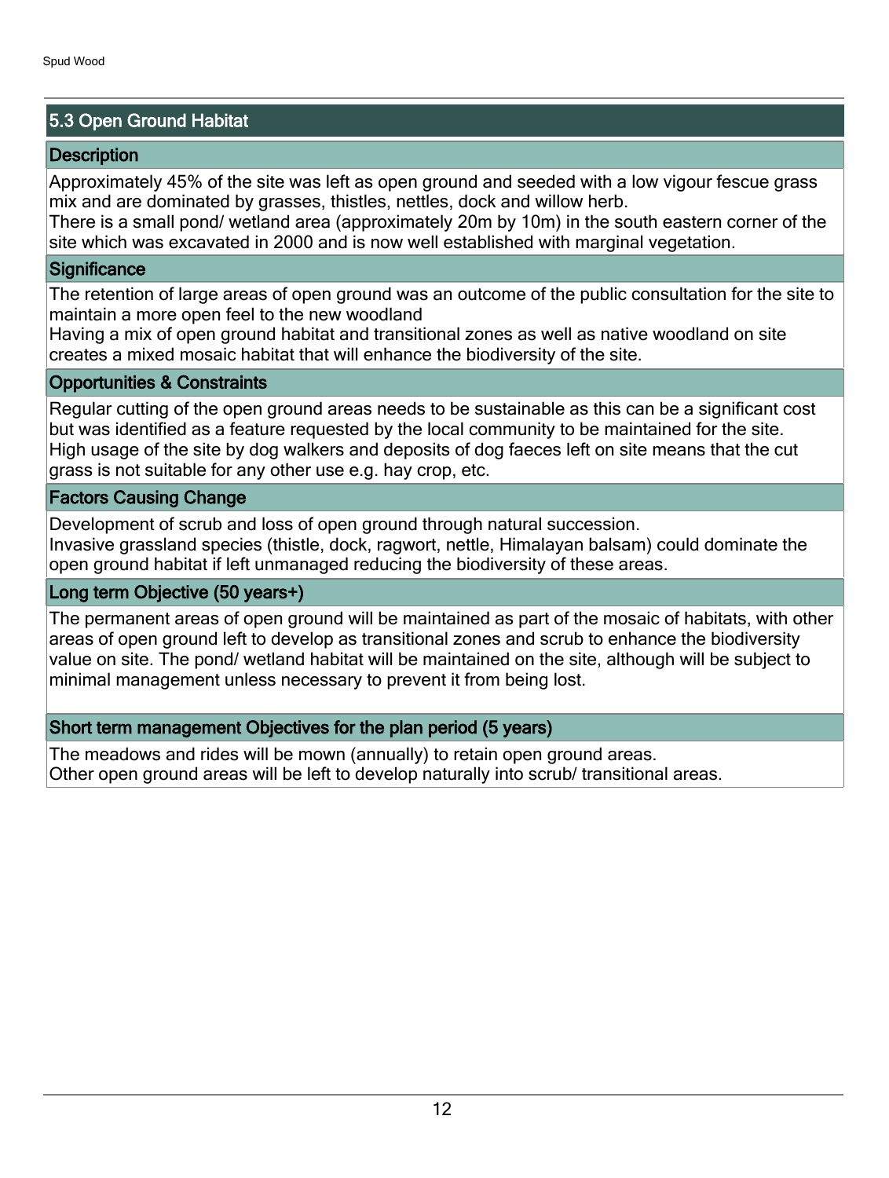## 5.3 Open Ground Habitat

### Description

Approximately 45% of the site was left as open ground and seeded with a low vigour fescue grass mix and are dominated by grasses, thistles, nettles, dock and willow herb.
There is a small pond/ wetland area (approximately 20m by 10m) in the south eastern corner of the site which was excavated in 2000 and is now well established with marginal vegetation.

### Significance

The retention of large areas of open ground was an outcome of the public consultation for the site to maintain a more open feel to the new woodland
Having a mix of open ground habitat and transitional zones as well as native woodland on site creates a mixed mosaic habitat that will enhance the biodiversity of the site.

### Opportunities & Constraints

Regular cutting of the open ground areas needs to be sustainable as this can be a significant cost but was identified as a feature requested by the local community to be maintained for the site.
High usage of the site by dog walkers and deposits of dog faeces left on site means that the cut grass is not suitable for any other use e.g. hay crop, etc.

### Factors Causing Change

Development of scrub and loss of open ground through natural succession.
Invasive grassland species (thistle, dock, ragwort, nettle, Himalayan balsam) could dominate the open ground habitat if left unmanaged reducing the biodiversity of these areas.

### Long term Objective (50 years+)

The permanent areas of open ground will be maintained as part of the mosaic of habitats, with other areas of open ground left to develop as transitional zones and scrub to enhance the biodiversity value on site. The pond/ wetland habitat will be maintained on the site, although will be subject to minimal management unless necessary to prevent it from being lost.

### Short term management Objectives for the plan period (5 years)

The meadows and rides will be mown (annually) to retain open ground areas.
Other open ground areas will be left to develop naturally into scrub/ transitional areas.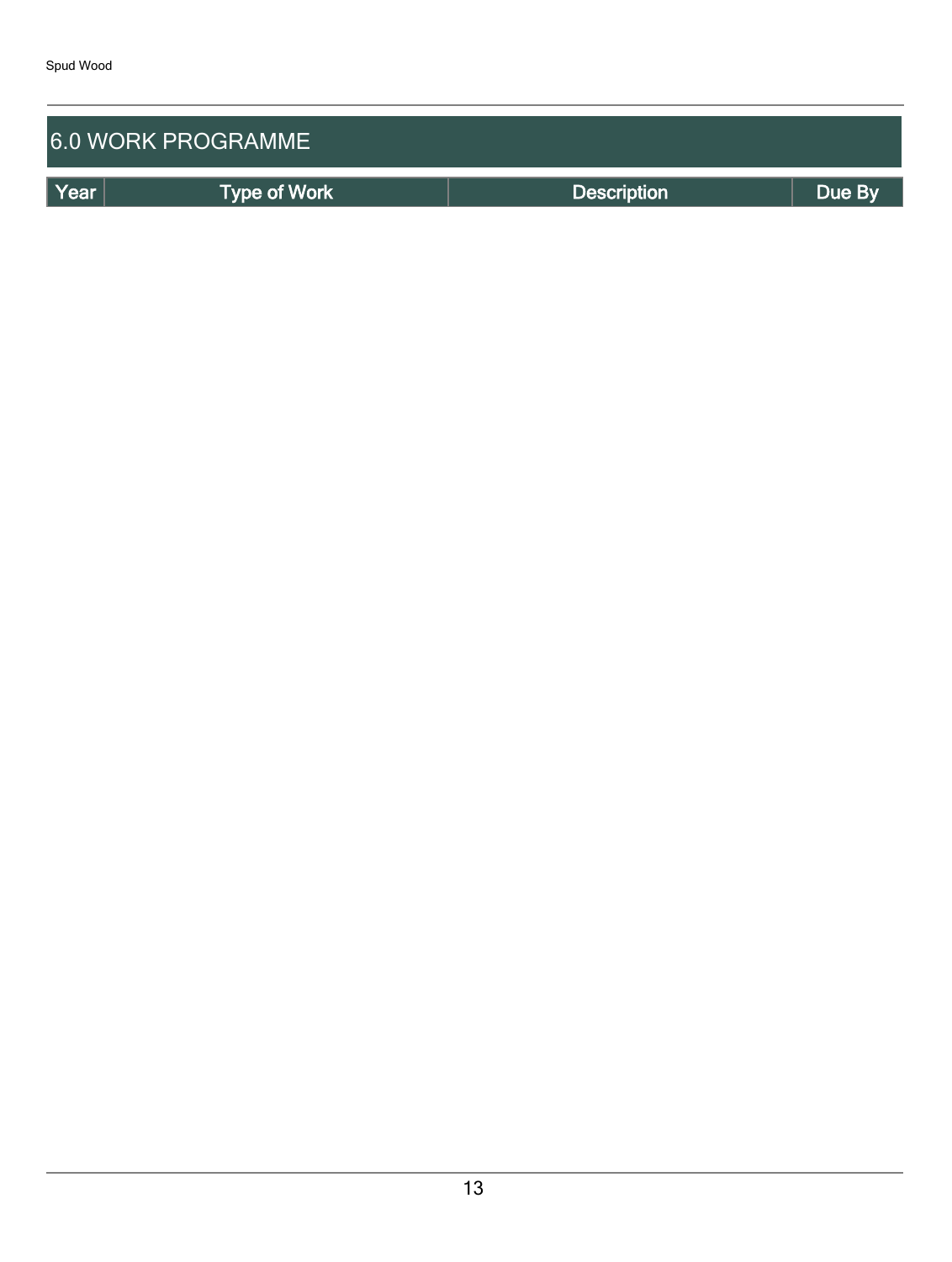## 6.0 WORK PROGRAMME

| Year | Type of Work | Description | Due By |
| --- | --- | --- | --- |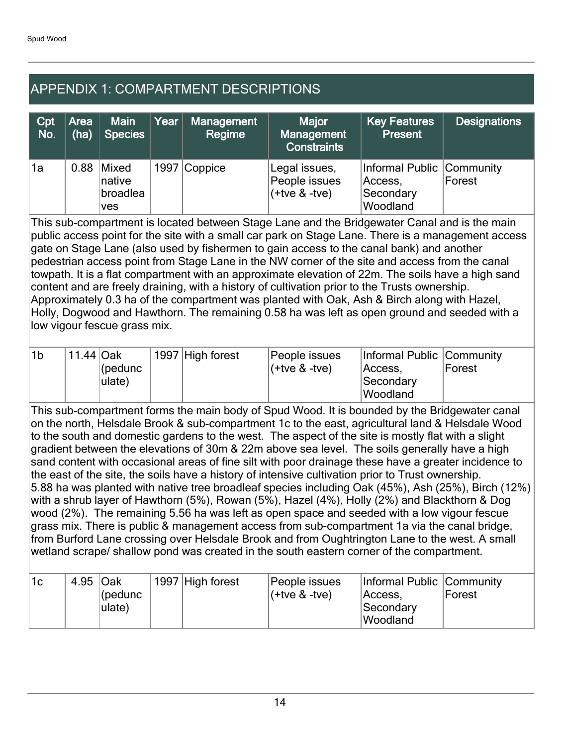## APPENDIX 1: COMPARTMENT DESCRIPTIONS

| Cpt No. | Area (ha) | Main Species | Year | Management Regime | Major Management Constraints | Key Features Present | Designations |
|---|---|---|---|---|---|---|---|
| 1a | 0.88 | Mixed native broadleaves | 1997 | Coppice | Legal issues, People issues (+tve & -tve) | Informal Public Access, Secondary Woodland | Community Forest |
| This sub-compartment is located between Stage Lane and the Bridgewater Canal and is the main public access point for the site with a small car park on Stage Lane. There is a management access gate on Stage Lane (also used by fishermen to gain access to the canal bank) and another pedestrian access point from Stage Lane in the NW corner of the site and access from the canal towpath. It is a flat compartment with an approximate elevation of 22m. The soils have a high sand content and are freely draining, with a history of cultivation prior to the Trusts ownership. Approximately 0.3 ha of the compartment was planted with Oak, Ash & Birch along with Hazel, Holly, Dogwood and Hawthorn. The remaining 0.58 ha was left as open ground and seeded with a low vigour fescue grass mix. | | | | | | | |
| 1b | 11.44 | Oak (pedunculate) | 1997 | High forest | People issues (+tve & -tve) | Informal Public Access, Secondary Woodland | Community Forest |
| This sub-compartment forms the main body of Spud Wood. It is bounded by the Bridgewater canal on the north, Helsdale Brook & sub-compartment 1c to the east, agricultural land & Helsdale Wood to the south and domestic gardens to the west. The aspect of the site is mostly flat with a slight gradient between the elevations of 30m & 22m above sea level. The soils generally have a high sand content with occasional areas of fine silt with poor drainage these have a greater incidence to the east of the site, the soils have a history of intensive cultivation prior to Trust ownership. 5.88 ha was planted with native tree broadleaf species including Oak (45%), Ash (25%), Birch (12%) with a shrub layer of Hawthorn (5%), Rowan (5%), Hazel (4%), Holly (2%) and Blackthorn & Dog wood (2%). The remaining 5.56 ha was left as open space and seeded with a low vigour fescue grass mix. There is public & management access from sub-compartment 1a via the canal bridge, from Burford Lane crossing over Helsdale Brook and from Oughtrington Lane to the west. A small wetland scrape/ shallow pond was created in the south eastern corner of the compartment. | | | | | | | |
| 1c | 4.95 | Oak (pedunculate) | 1997 | High forest | People issues (+tve & -tve) | Informal Public Access, Secondary Woodland | Community Forest |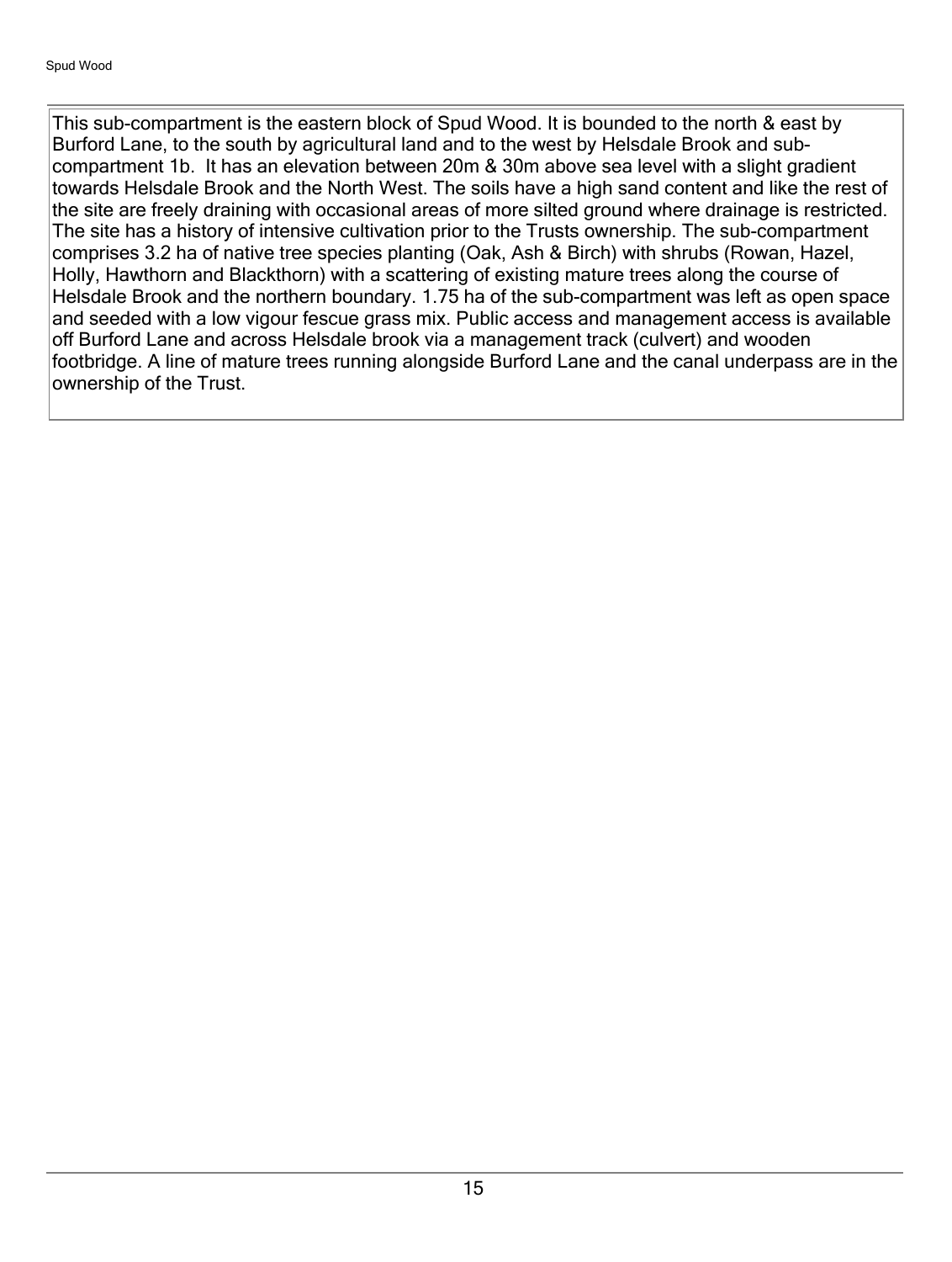This sub-compartment is the eastern block of Spud Wood. It is bounded to the north & east by Burford Lane, to the south by agricultural land and to the west by Helsdale Brook and sub-compartment 1b. It has an elevation between 20m & 30m above sea level with a slight gradient towards Helsdale Brook and the North West. The soils have a high sand content and like the rest of the site are freely draining with occasional areas of more silted ground where drainage is restricted. The site has a history of intensive cultivation prior to the Trusts ownership. The sub-compartment comprises 3.2 ha of native tree species planting (Oak, Ash & Birch) with shrubs (Rowan, Hazel, Holly, Hawthorn and Blackthorn) with a scattering of existing mature trees along the course of Helsdale Brook and the northern boundary. 1.75 ha of the sub-compartment was left as open space and seeded with a low vigour fescue grass mix. Public access and management access is available off Burford Lane and across Helsdale brook via a management track (culvert) and wooden footbridge. A line of mature trees running alongside Burford Lane and the canal underpass are in the ownership of the Trust.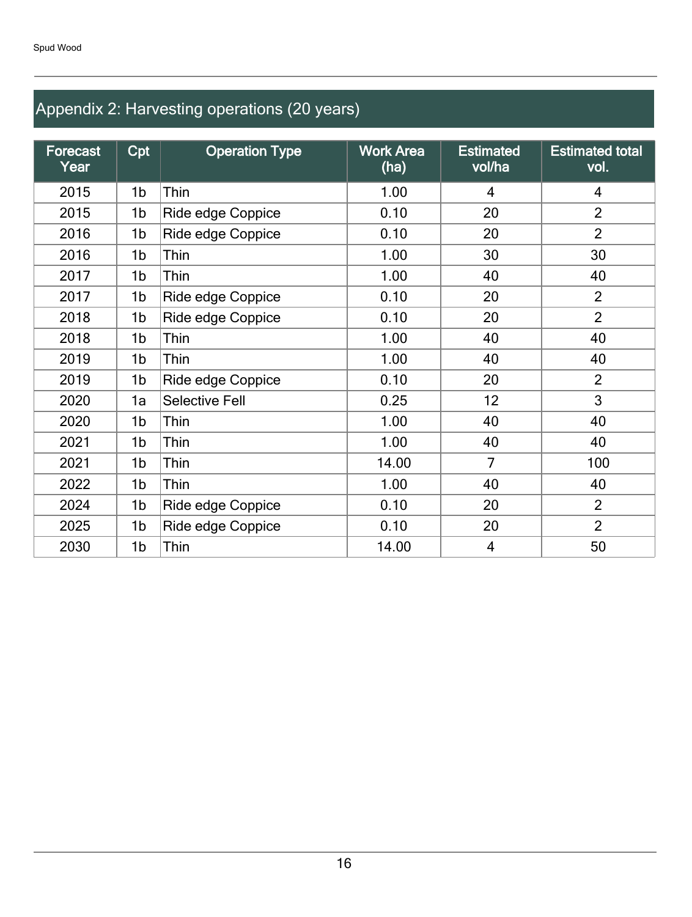## Appendix 2: Harvesting operations (20 years)

| Forecast Year | Cpt | Operation Type | Work Area (ha) | Estimated vol/ha | Estimated total vol. |
|---|---|---|---|---|---|
| 2015 | 1b | Thin | 1.00 | 4 | 4 |
| 2015 | 1b | Ride edge Coppice | 0.10 | 20 | 2 |
| 2016 | 1b | Ride edge Coppice | 0.10 | 20 | 2 |
| 2016 | 1b | Thin | 1.00 | 30 | 30 |
| 2017 | 1b | Thin | 1.00 | 40 | 40 |
| 2017 | 1b | Ride edge Coppice | 0.10 | 20 | 2 |
| 2018 | 1b | Ride edge Coppice | 0.10 | 20 | 2 |
| 2018 | 1b | Thin | 1.00 | 40 | 40 |
| 2019 | 1b | Thin | 1.00 | 40 | 40 |
| 2019 | 1b | Ride edge Coppice | 0.10 | 20 | 2 |
| 2020 | 1a | Selective Fell | 0.25 | 12 | 3 |
| 2020 | 1b | Thin | 1.00 | 40 | 40 |
| 2021 | 1b | Thin | 1.00 | 40 | 40 |
| 2021 | 1b | Thin | 14.00 | 7 | 100 |
| 2022 | 1b | Thin | 1.00 | 40 | 40 |
| 2024 | 1b | Ride edge Coppice | 0.10 | 20 | 2 |
| 2025 | 1b | Ride edge Coppice | 0.10 | 20 | 2 |
| 2030 | 1b | Thin | 14.00 | 4 | 50 |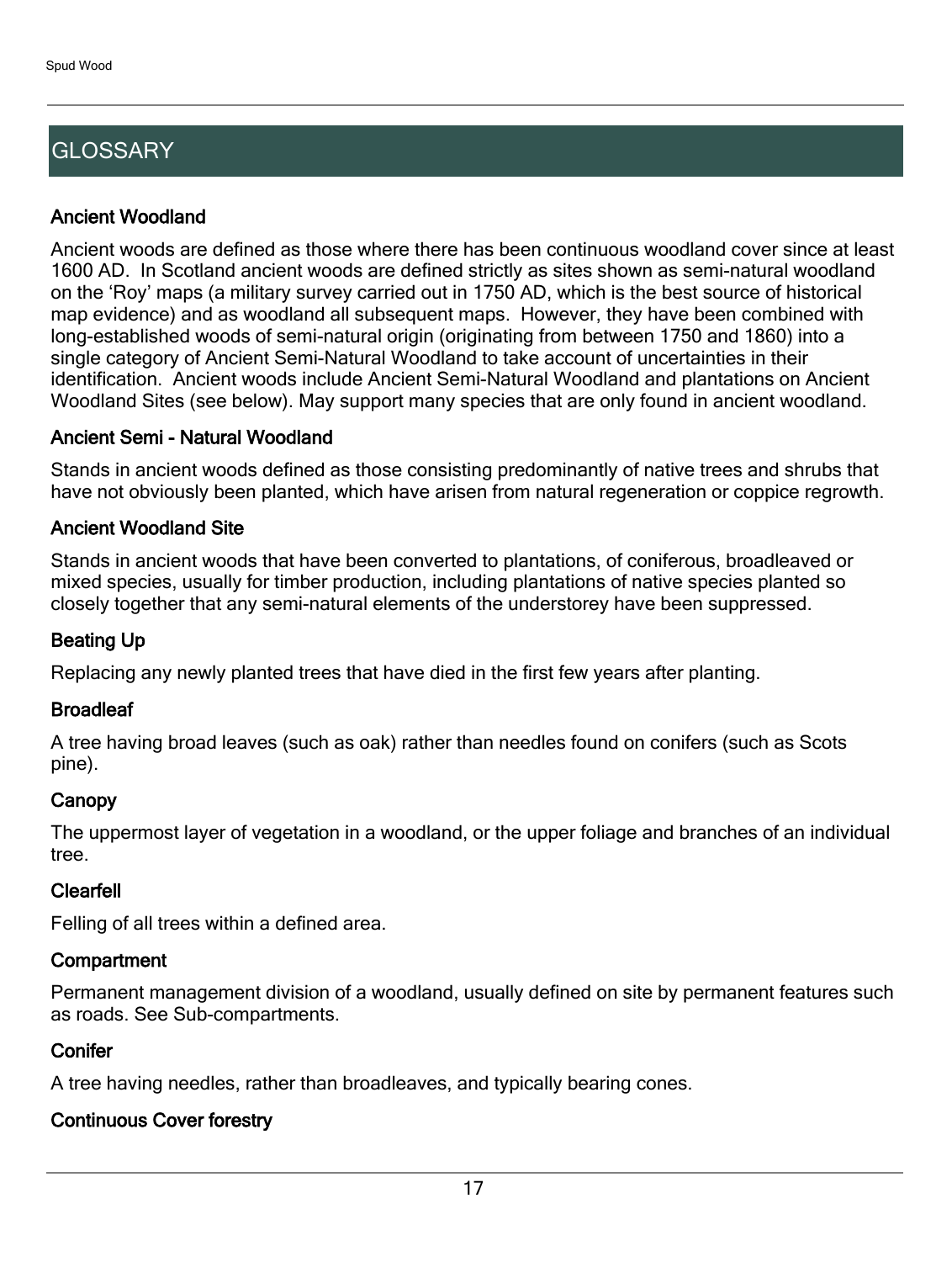## GLOSSARY

### Ancient Woodland

Ancient woods are defined as those where there has been continuous woodland cover since at least 1600 AD. In Scotland ancient woods are defined strictly as sites shown as semi-natural woodland on the 'Roy' maps (a military survey carried out in 1750 AD, which is the best source of historical map evidence) and as woodland all subsequent maps. However, they have been combined with long-established woods of semi-natural origin (originating from between 1750 and 1860) into a single category of Ancient Semi-Natural Woodland to take account of uncertainties in their identification. Ancient woods include Ancient Semi-Natural Woodland and plantations on Ancient Woodland Sites (see below). May support many species that are only found in ancient woodland.

### Ancient Semi - Natural Woodland

Stands in ancient woods defined as those consisting predominantly of native trees and shrubs that have not obviously been planted, which have arisen from natural regeneration or coppice regrowth.

### Ancient Woodland Site

Stands in ancient woods that have been converted to plantations, of coniferous, broadleaved or mixed species, usually for timber production, including plantations of native species planted so closely together that any semi-natural elements of the understorey have been suppressed.

### Beating Up

Replacing any newly planted trees that have died in the first few years after planting.

### Broadleaf

A tree having broad leaves (such as oak) rather than needles found on conifers (such as Scots pine).

### Canopy

The uppermost layer of vegetation in a woodland, or the upper foliage and branches of an individual tree.

### Clearfell

Felling of all trees within a defined area.

### Compartment

Permanent management division of a woodland, usually defined on site by permanent features such as roads. See Sub-compartments.

### Conifer

A tree having needles, rather than broadleaves, and typically bearing cones.

### Continuous Cover forestry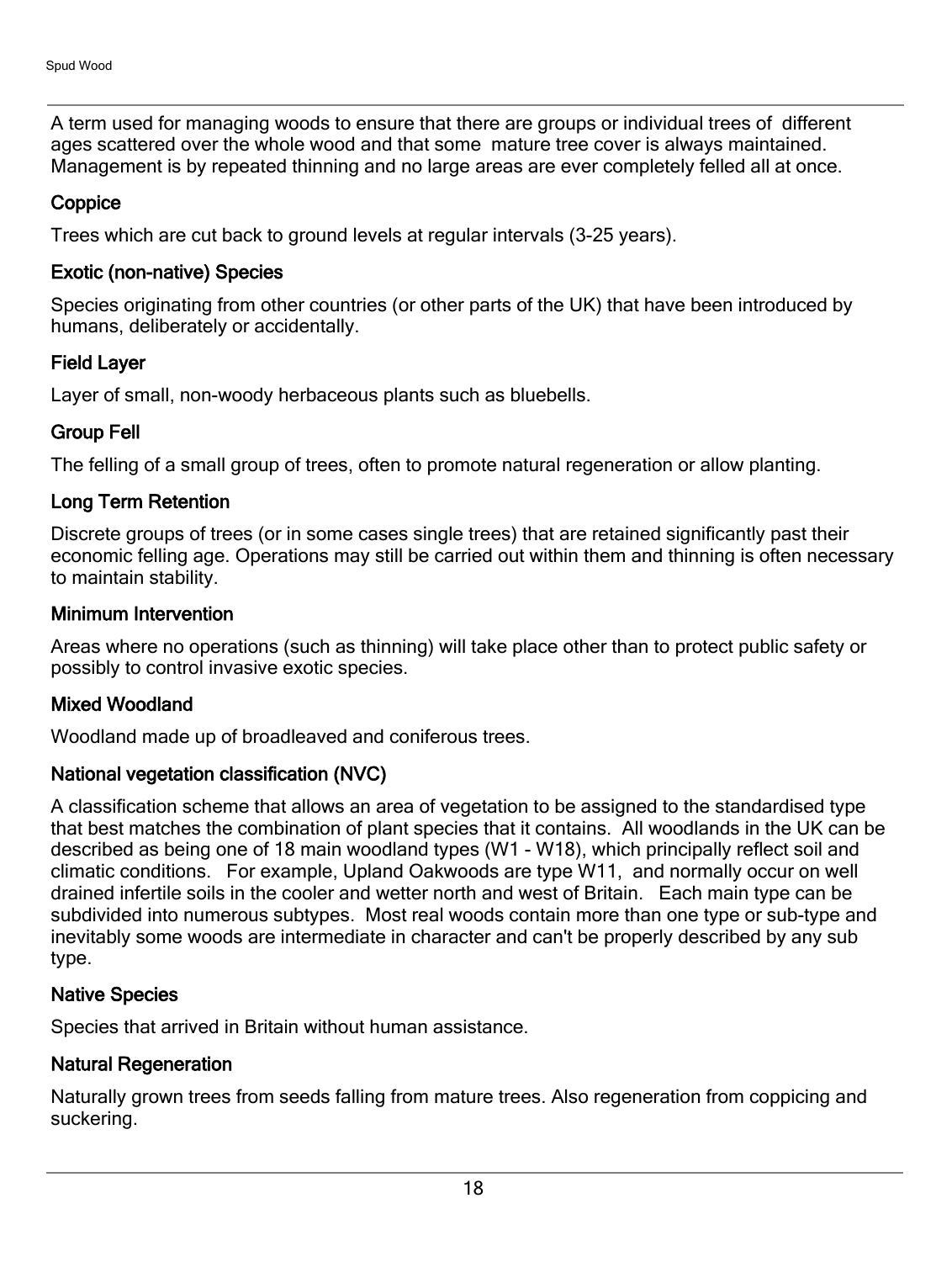A term used for managing woods to ensure that there are groups or individual trees of different ages scattered over the whole wood and that some mature tree cover is always maintained. Management is by repeated thinning and no large areas are ever completely felled all at once.

### Coppice

Trees which are cut back to ground levels at regular intervals (3-25 years).

### Exotic (non-native) Species

Species originating from other countries (or other parts of the UK) that have been introduced by humans, deliberately or accidentally.

### Field Layer

Layer of small, non-woody herbaceous plants such as bluebells.

### Group Fell

The felling of a small group of trees, often to promote natural regeneration or allow planting.

### Long Term Retention

Discrete groups of trees (or in some cases single trees) that are retained significantly past their economic felling age. Operations may still be carried out within them and thinning is often necessary to maintain stability.

### Minimum Intervention

Areas where no operations (such as thinning) will take place other than to protect public safety or possibly to control invasive exotic species.

### Mixed Woodland

Woodland made up of broadleaved and coniferous trees.

### National vegetation classification (NVC)

A classification scheme that allows an area of vegetation to be assigned to the standardised type that best matches the combination of plant species that it contains. All woodlands in the UK can be described as being one of 18 main woodland types (W1 - W18), which principally reflect soil and climatic conditions. For example, Upland Oakwoods are type W11, and normally occur on well drained infertile soils in the cooler and wetter north and west of Britain. Each main type can be subdivided into numerous subtypes. Most real woods contain more than one type or sub-type and inevitably some woods are intermediate in character and can't be properly described by any sub type.

### Native Species

Species that arrived in Britain without human assistance.

### Natural Regeneration

Naturally grown trees from seeds falling from mature trees. Also regeneration from coppicing and suckering.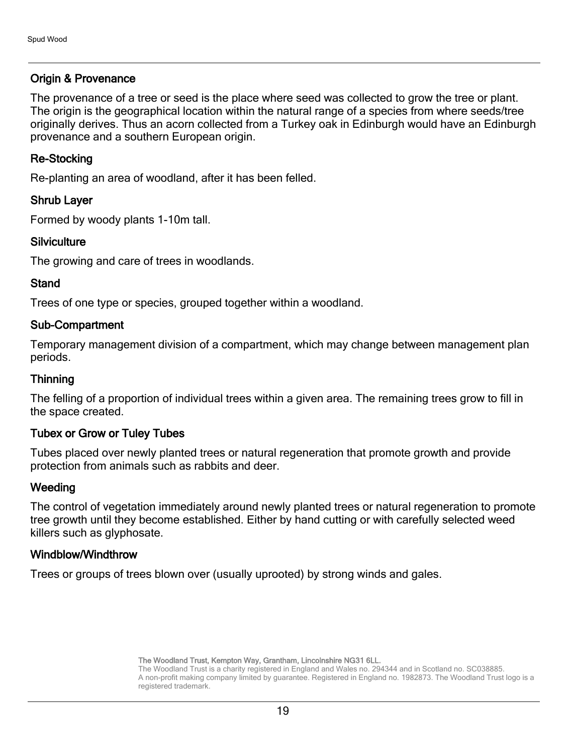### Origin & Provenance

The provenance of a tree or seed is the place where seed was collected to grow the tree or plant. The origin is the geographical location within the natural range of a species from where seeds/tree originally derives. Thus an acorn collected from a Turkey oak in Edinburgh would have an Edinburgh provenance and a southern European origin.

### Re-Stocking

Re-planting an area of woodland, after it has been felled.

### Shrub Layer

Formed by woody plants 1-10m tall.

### Silviculture

The growing and care of trees in woodlands.

### Stand

Trees of one type or species, grouped together within a woodland.

### Sub-Compartment

Temporary management division of a compartment, which may change between management plan periods.

### Thinning

The felling of a proportion of individual trees within a given area. The remaining trees grow to fill in the space created.

### Tubex or Grow or Tuley Tubes

Tubes placed over newly planted trees or natural regeneration that promote growth and provide protection from animals such as rabbits and deer.

### Weeding

The control of vegetation immediately around newly planted trees or natural regeneration to promote tree growth until they become established. Either by hand cutting or with carefully selected weed killers such as glyphosate.

### Windblow/Windthrow

Trees or groups of trees blown over (usually uprooted) by strong winds and gales.